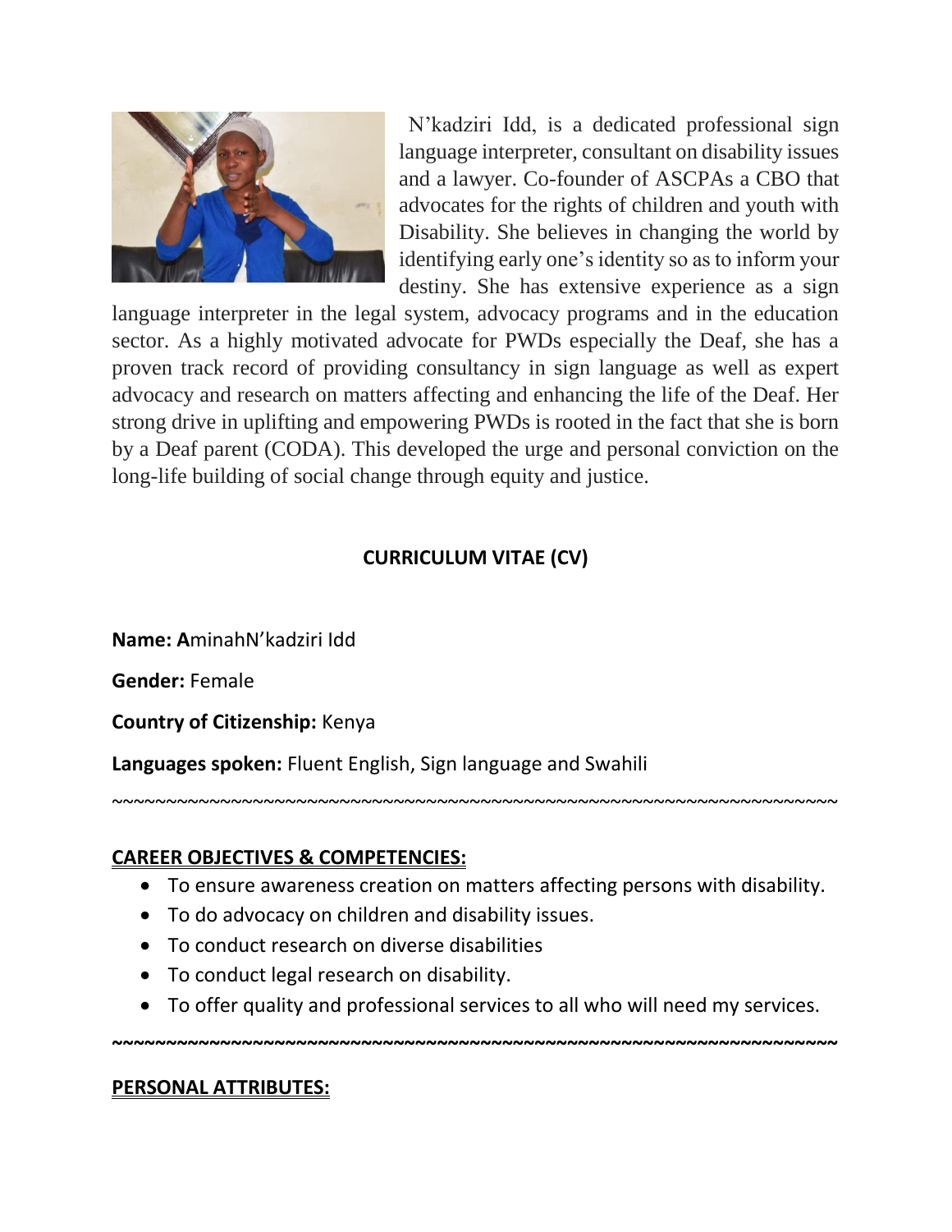N'kadziri Idd, is a dedicated professional sign language interpreter, consultant on disability issues and a lawyer. Co-founder of ASCPAs a CBO that advocates for the rights of children and youth with Disability. She believes in changing the world by identifying early one's identity so as to inform your destiny. She has extensive experience as a sign language interpreter in the legal system, advocacy programs and in the education sector. As a highly motivated advocate for PWDs especially the Deaf, she has a proven track record of providing consultancy in sign language as well as expert advocacy and research on matters affecting and enhancing the life of the Deaf. Her strong drive in uplifting and empowering PWDs is rooted in the fact that she is born by a Deaf parent (CODA). This developed the urge and personal conviction on the long-life building of social change through equity and justice.

## CURRICULUM VITAE (CV)

**Name: A**minahN'kadziri Idd

**Gender:** Female

**Country of Citizenship:** Kenya

**Languages spoken:** Fluent English, Sign language and Swahili

~~~~~~~~~~~~~~~~~~~~~~~~~~~~~~~~~~~~~~~~~~~~~~~~~~~~~~~~~~~~~~~~~~~~~~

### CAREER OBJECTIVES & COMPETENCIES:

- To ensure awareness creation on matters affecting persons with disability.
- To do advocacy on children and disability issues.
- To conduct research on diverse disabilities
- To conduct legal research on disability.
- To offer quality and professional services to all who will need my services.

~~~~~~~~~~~~~~~~~~~~~~~~~~~~~~~~~~~~~~~~~~~~~~~~~~~~~~~~~~~~~~~~~~~~~~

### PERSONAL ATTRIBUTES: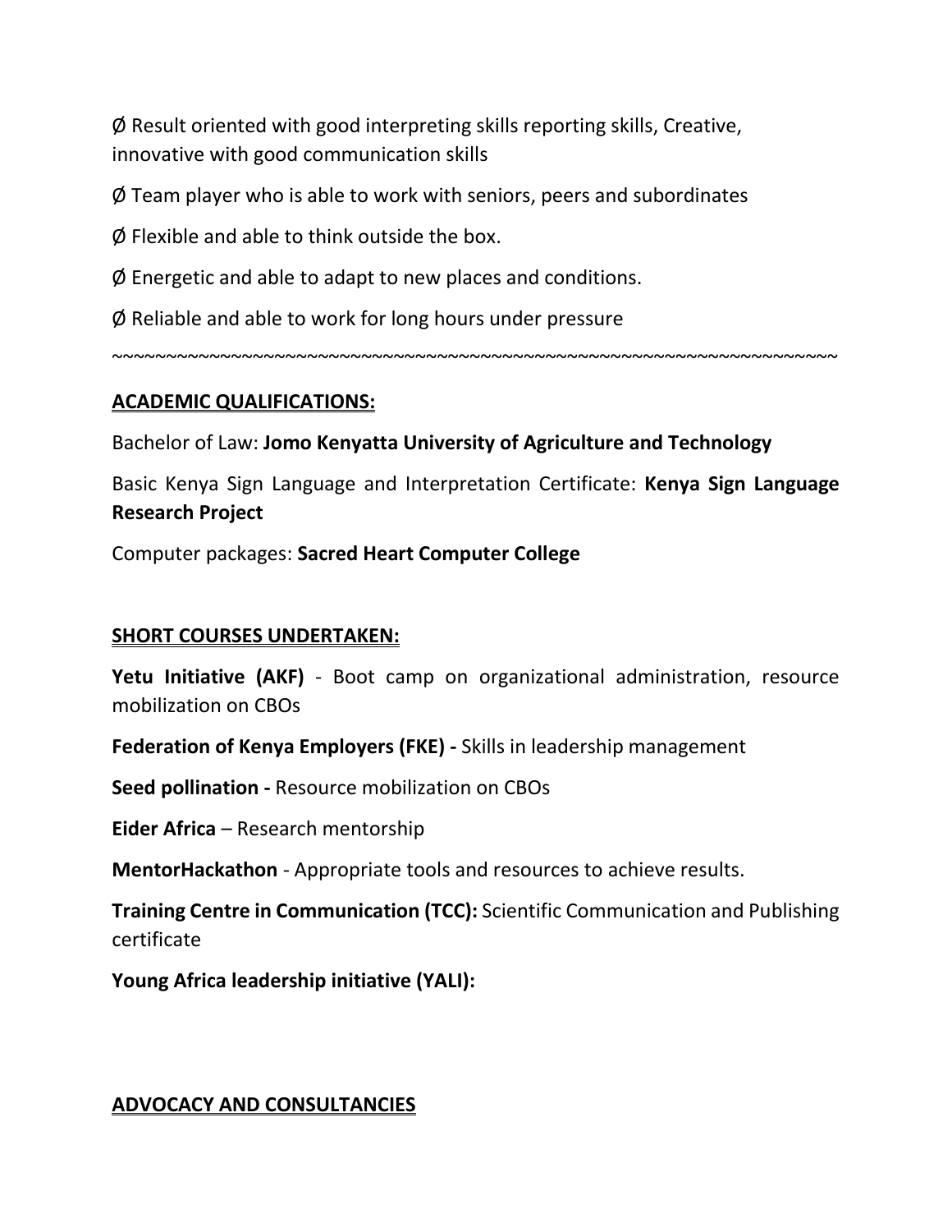Ø Result oriented with good interpreting skills reporting skills, Creative, innovative with good communication skills

Ø Team player who is able to work with seniors, peers and subordinates

Ø Flexible and able to think outside the box.

Ø Energetic and able to adapt to new places and conditions.

Ø Reliable and able to work for long hours under pressure

~~~~~~~~~~~~~~~~~~~~~~~~~~~~~~~~~~~~~~~~~~~~~~~~~~~~~~~~~~~~~~~~~~~~~~

## ACADEMIC QUALIFICATIONS:

Bachelor of Law: **Jomo Kenyatta University of Agriculture and Technology**

Basic Kenya Sign Language and Interpretation Certificate: **Kenya Sign Language Research Project**

Computer packages: **Sacred Heart Computer College**

## SHORT COURSES UNDERTAKEN:

**Yetu Initiative (AKF)** - Boot camp on organizational administration, resource mobilization on CBOs

**Federation of Kenya Employers (FKE) -** Skills in leadership management

**Seed pollination -** Resource mobilization on CBOs

**Eider Africa** – Research mentorship

**MentorHackathon** - Appropriate tools and resources to achieve results.

**Training Centre in Communication (TCC):** Scientific Communication and Publishing certificate

**Young Africa leadership initiative (YALI):**

## ADVOCACY AND CONSULTANCIES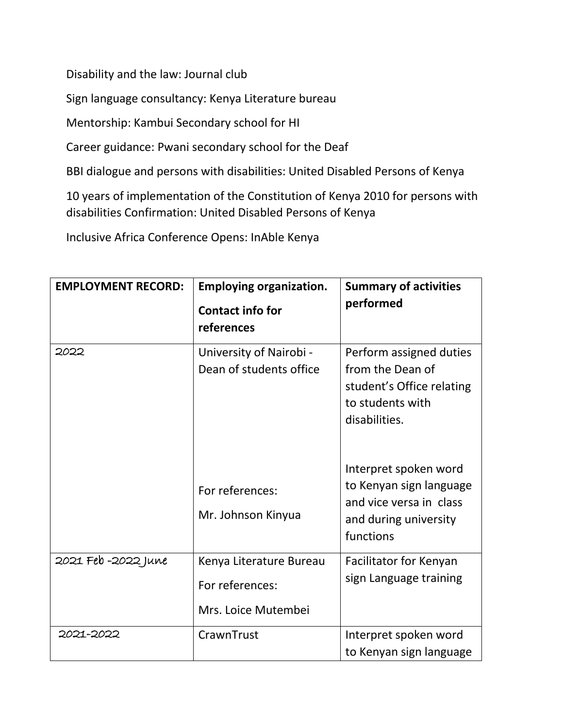Disability and the law: Journal club

Sign language consultancy: Kenya Literature bureau

Mentorship: Kambui Secondary school for HI

Career guidance: Pwani secondary school for the Deaf

BBI dialogue and persons with disabilities: United Disabled Persons of Kenya

10 years of implementation of the Constitution of Kenya 2010 for persons with disabilities Confirmation: United Disabled Persons of Kenya

Inclusive Africa Conference Opens: InAble Kenya

| **EMPLOYMENT RECORD:** | **Employing organization.** **Contact info for references** | **Summary of activities performed** |
|---|---|---|
| 2022 | University of Nairobi - Dean of students office<br><br>For references:<br>Mr. Johnson Kinyua | Perform assigned duties from the Dean of student's Office relating to students with disabilities.<br><br>Interpret spoken word to Kenyan sign language and vice versa in class and during university functions |
| 2021 Feb -2022 June | Kenya Literature Bureau<br>For references:<br>Mrs. Loice Mutembei | Facilitator for Kenyan sign Language training |
| 2021-2022 | CrawnTrust | Interpret spoken word to Kenyan sign language |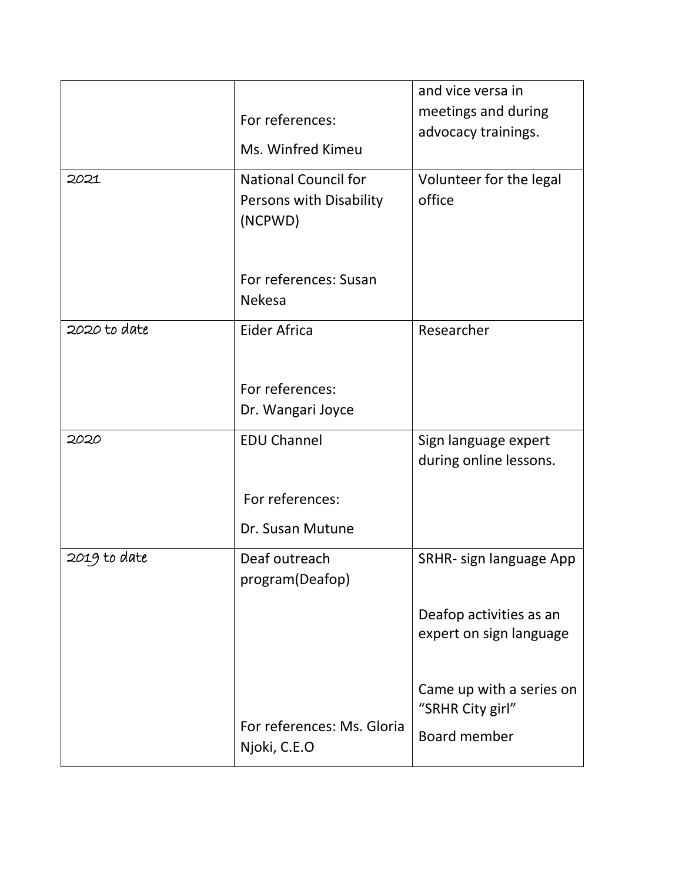| | | |
|---|---|---|
| | For references: Ms. Winfred Kimeu | and vice versa in meetings and during advocacy trainings. |
| 2021 | National Council for Persons with Disability (NCPWD)<br><br>For references: Susan Nekesa | Volunteer for the legal office |
| 2020 to date | Eider Africa<br><br>For references: Dr. Wangari Joyce | Researcher |
| 2020 | EDU Channel<br><br>For references: Dr. Susan Mutune | Sign language expert during online lessons. |
| 2019 to date | Deaf outreach program(Deafop)<br><br>For references: Ms. Gloria Njoki, C.E.O | SRHR- sign language App<br><br>Deafop activities as an expert on sign language<br><br>Came up with a series on "SRHR City girl"<br><br>Board member |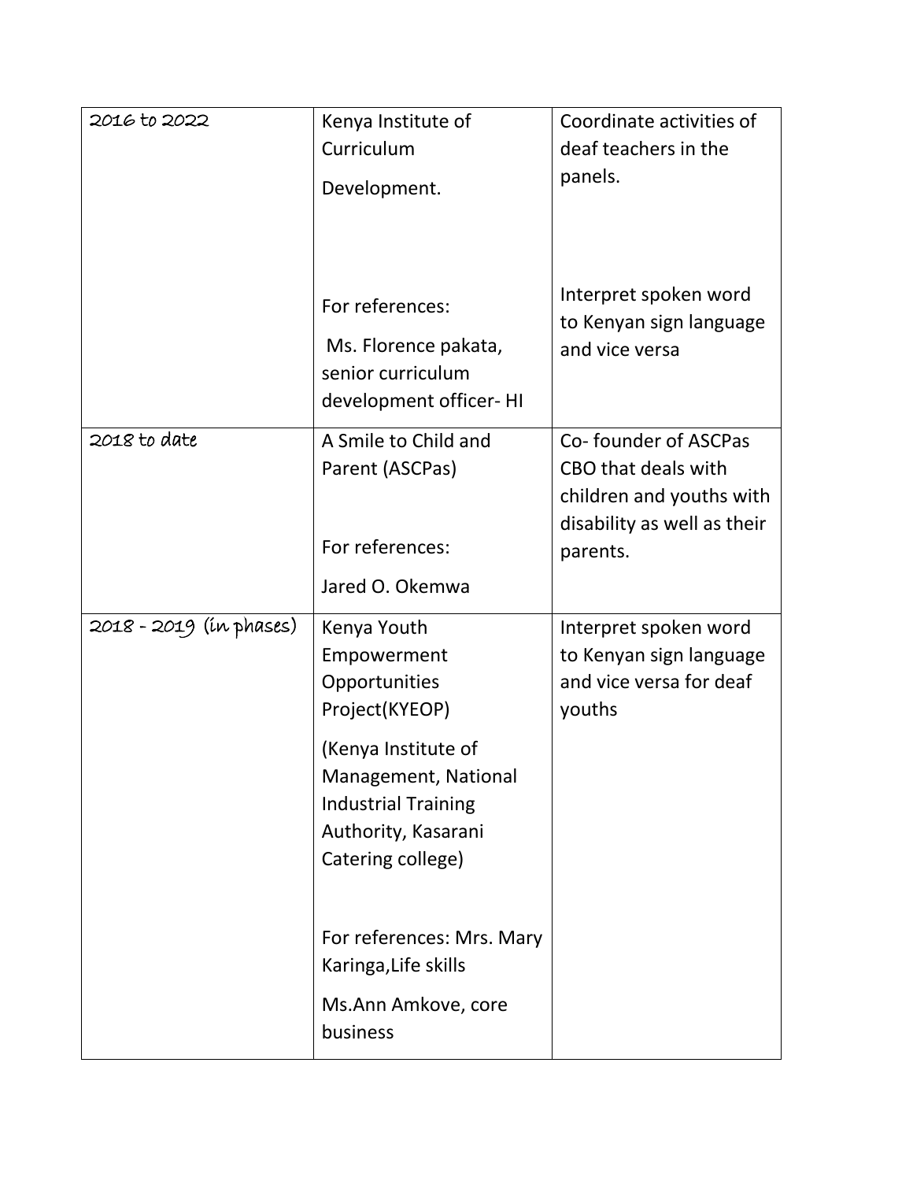| 2016 to 2022 | Kenya Institute of Curriculum Development.<br><br>For references:<br>Ms. Florence pakata, senior curriculum development officer- HI | Coordinate activities of deaf teachers in the panels.<br><br>Interpret spoken word to Kenyan sign language and vice versa |
|---|---|---|
| 2018 to date | A Smile to Child and Parent (ASCPas)<br><br>For references:<br>Jared O. Okemwa | Co- founder of ASCPas CBO that deals with children and youths with disability as well as their parents. |
| 2018 - 2019 (in phases) | Kenya Youth Empowerment Opportunities Project(KYEOP)<br><br>(Kenya Institute of Management, National Industrial Training Authority, Kasarani Catering college)<br><br>For references: Mrs. Mary Karinga,Life skills<br>Ms.Ann Amkove, core business | Interpret spoken word to Kenyan sign language and vice versa for deaf youths |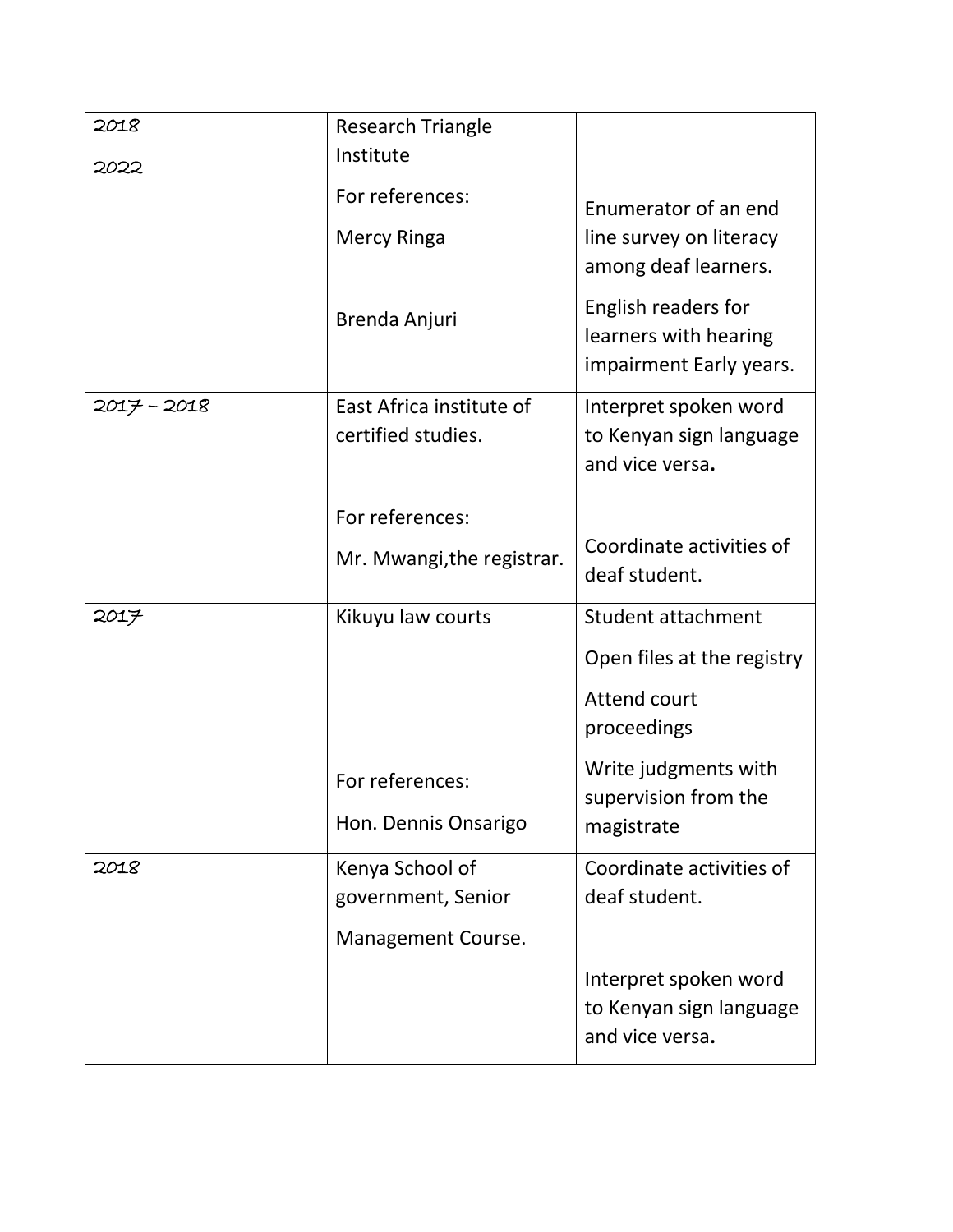| | | |
|---|---|---|
| 2018<br>2022 | Research Triangle Institute<br>For references:<br>Mercy Ringa<br>Brenda Anjuri | Enumerator of an end line survey on literacy among deaf learners.<br>English readers for learners with hearing impairment Early years. |
| 2017 – 2018 | East Africa institute of certified studies.<br>For references:<br>Mr. Mwangi,the registrar. | Interpret spoken word to Kenyan sign language and vice versa**.**<br>Coordinate activities of deaf student. |
| 2017 | Kikuyu law courts<br>For references:<br>Hon. Dennis Onsarigo | Student attachment<br>Open files at the registry<br>Attend court proceedings<br>Write judgments with supervision from the magistrate |
| 2018 | Kenya School of government, Senior Management Course. | Coordinate activities of deaf student.<br>Interpret spoken word to Kenyan sign language and vice versa**.** |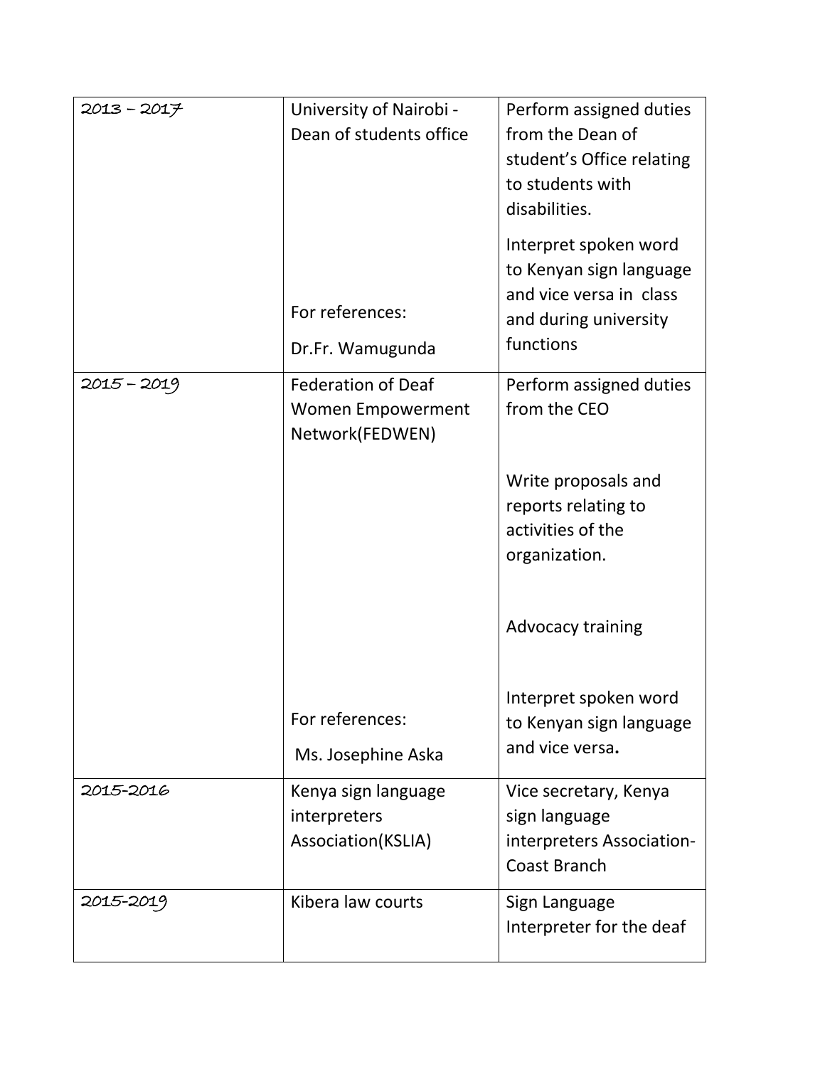| 2013 – 2017 | University of Nairobi - Dean of students office<br><br>For references:<br>Dr.Fr. Wamugunda | Perform assigned duties from the Dean of student's Office relating to students with disabilities.<br><br>Interpret spoken word to Kenyan sign language and vice versa in class and during university functions |
|---|---|---|
| 2015 – 2019 | Federation of Deaf Women Empowerment Network(FEDWEN)<br><br>For references:<br>Ms. Josephine Aska | Perform assigned duties from the CEO<br><br>Write proposals and reports relating to activities of the organization.<br><br>Advocacy training<br><br>Interpret spoken word to Kenyan sign language and vice versa**.** |
| 2015-2016 | Kenya sign language interpreters Association(KSLIA) | Vice secretary, Kenya sign language interpreters Association- Coast Branch |
| 2015-2019 | Kibera law courts | Sign Language Interpreter for the deaf |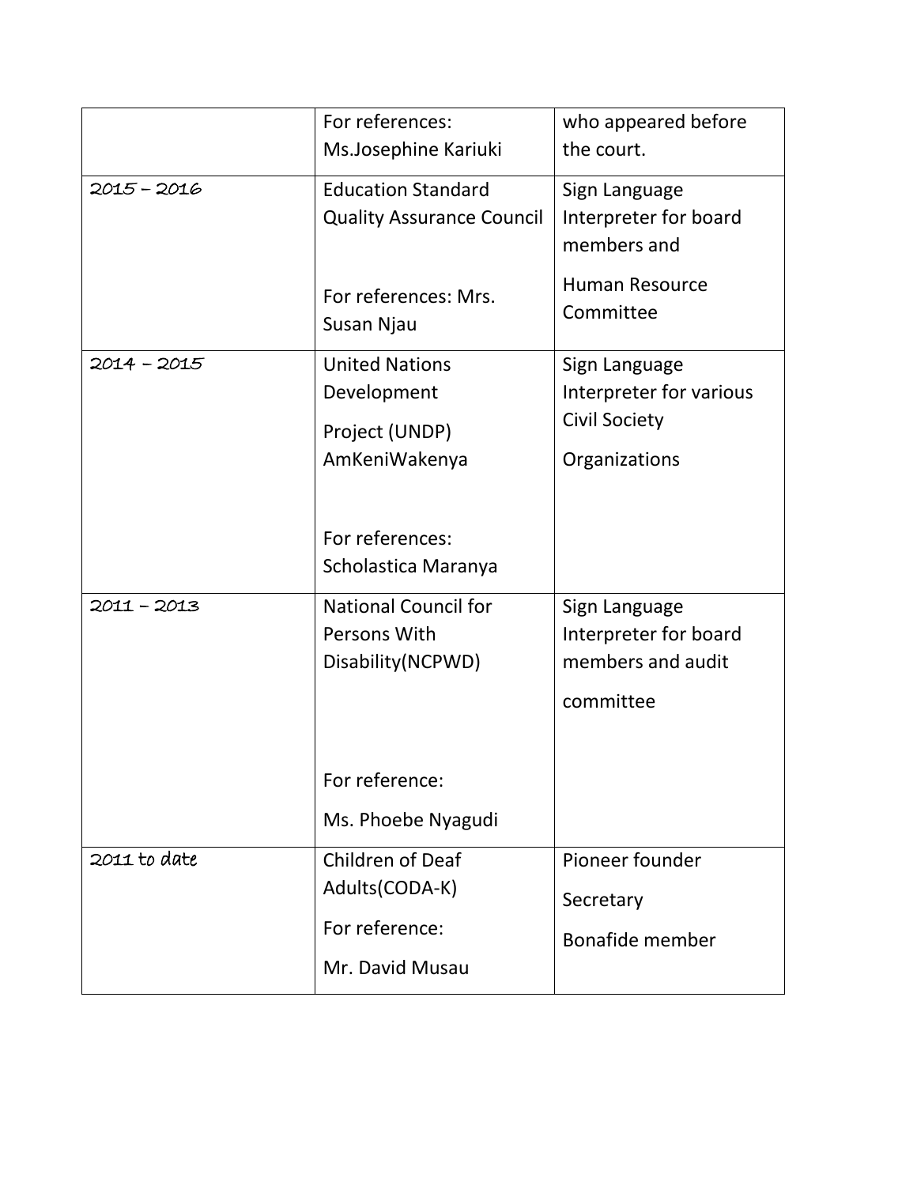| | | |
|---|---|---|
| | For references: Ms.Josephine Kariuki | who appeared before the court. |
| 2015 – 2016 | Education Standard Quality Assurance Council<br><br>For references: Mrs. Susan Njau | Sign Language Interpreter for board members and<br><br>Human Resource Committee |
| 2014 – 2015 | United Nations Development<br><br>Project (UNDP) AmKeniWakenya<br><br>For references: Scholastica Maranya | Sign Language Interpreter for various Civil Society<br><br>Organizations |
| 2011 – 2013 | National Council for Persons With Disability(NCPWD)<br><br>For reference:<br><br>Ms. Phoebe Nyagudi | Sign Language Interpreter for board members and audit<br><br>committee |
| 2011 to date | Children of Deaf Adults(CODA-K)<br><br>For reference:<br><br>Mr. David Musau | Pioneer founder<br><br>Secretary<br><br>Bonafide member |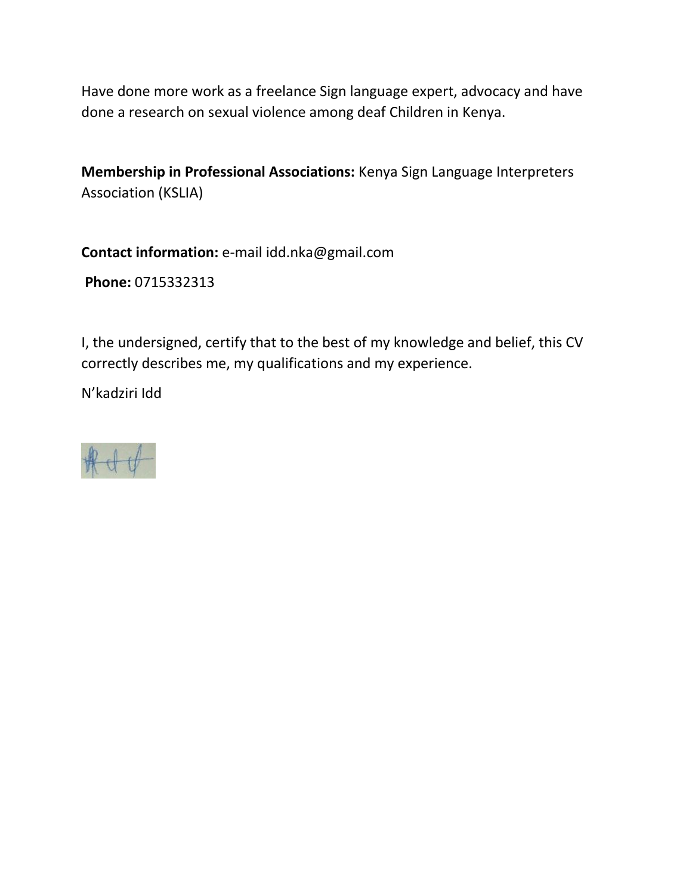Have done more work as a freelance Sign language expert, advocacy and have done a research on sexual violence among deaf Children in Kenya.

**Membership in Professional Associations:** Kenya Sign Language Interpreters Association (KSLIA)

**Contact information:** e-mail idd.nka@gmail.com

**Phone:** 0715332313

I, the undersigned, certify that to the best of my knowledge and belief, this CV correctly describes me, my qualifications and my experience.

N'kadziri Idd